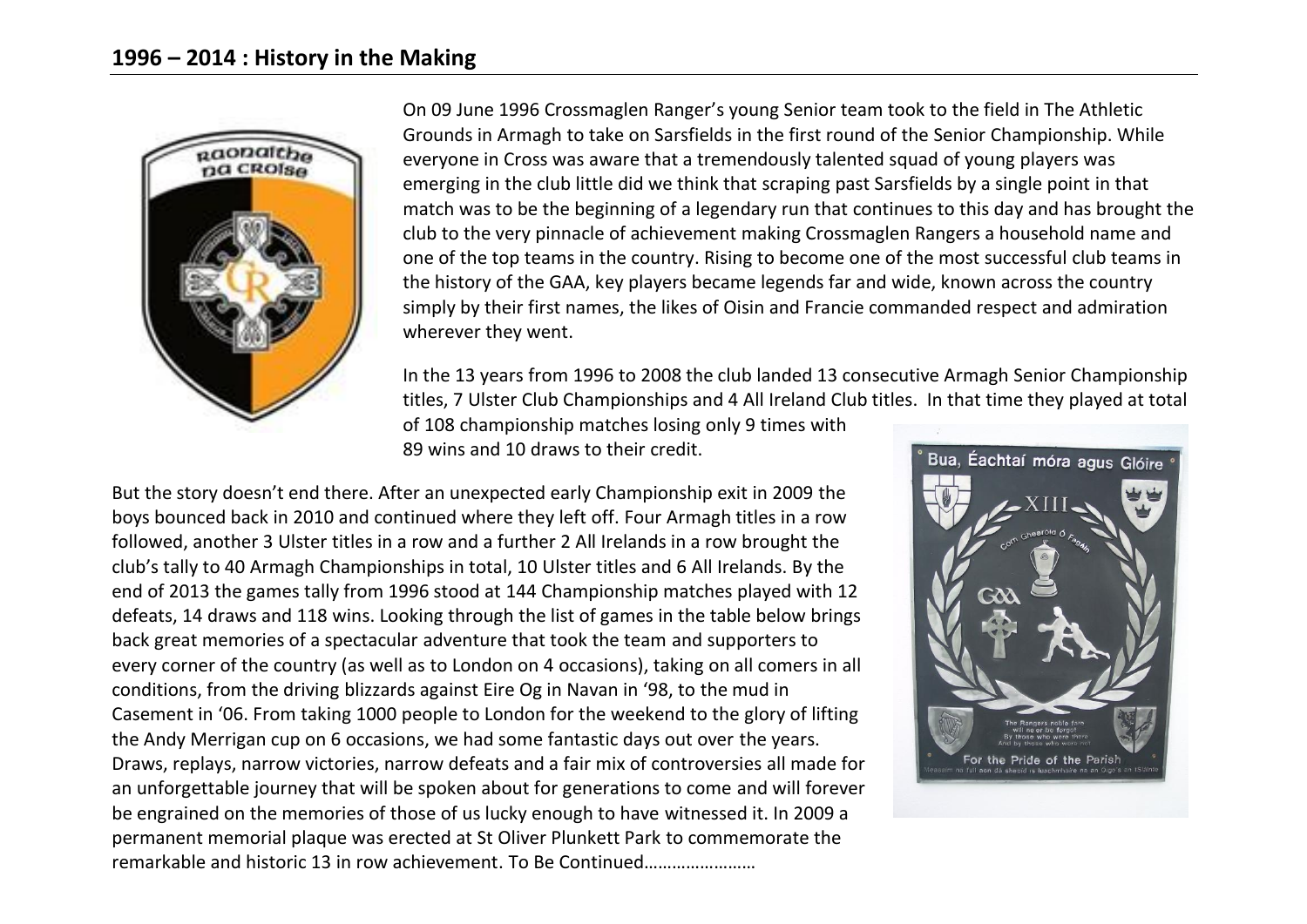## 1996 – 2014 : History in the Making

On 09 June 1996 Crossmaglen Ranger's young Senior team took to the field in The Athletic Grounds in Armagh to take on Sarsfields in the first round of the Senior Championship. While everyone in Cross was aware that a tremendously talented squad of young players was emerging in the club little did we think that scraping past Sarsfields by a single point in that match was to be the beginning of a legendary run that continues to this day and has brought the club to the very pinnacle of achievement making Crossmaglen Rangers a household name and one of the top teams in the country. Rising to become one of the most successful club teams in the history of the GAA, key players became legends far and wide, known across the country simply by their first names, the likes of Oisin and Francie commanded respect and admiration wherever they went.

In the 13 years from 1996 to 2008 the club landed 13 consecutive Armagh Senior Championship titles, 7 Ulster Club Championships and 4 All Ireland Club titles. In that time they played at total of 108 championship matches losing only 9 times with 89 wins and 10 draws to their credit.

But the story doesn't end there. After an unexpected early Championship exit in 2009 the boys bounced back in 2010 and continued where they left off. Four Armagh titles in a row followed, another 3 Ulster titles in a row and a further 2 All Irelands in a row brought the club's tally to 40 Armagh Championships in total, 10 Ulster titles and 6 All Irelands. By the end of 2013 the games tally from 1996 stood at 144 Championship matches played with 12 defeats, 14 draws and 118 wins. Looking through the list of games in the table below brings back great memories of a spectacular adventure that took the team and supporters to every corner of the country (as well as to London on 4 occasions), taking on all comers in all conditions, from the driving blizzards against Eire Og in Navan in '98, to the mud in Casement in '06. From taking 1000 people to London for the weekend to the glory of lifting the Andy Merrigan cup on 6 occasions, we had some fantastic days out over the years. Draws, replays, narrow victories, narrow defeats and a fair mix of controversies all made for an unforgettable journey that will be spoken about for generations to come and will forever be engrained on the memories of those of us lucky enough to have witnessed it. In 2009 a permanent memorial plaque was erected at St Oliver Plunkett Park to commemorate the remarkable and historic 13 in row achievement. To Be Continued……………………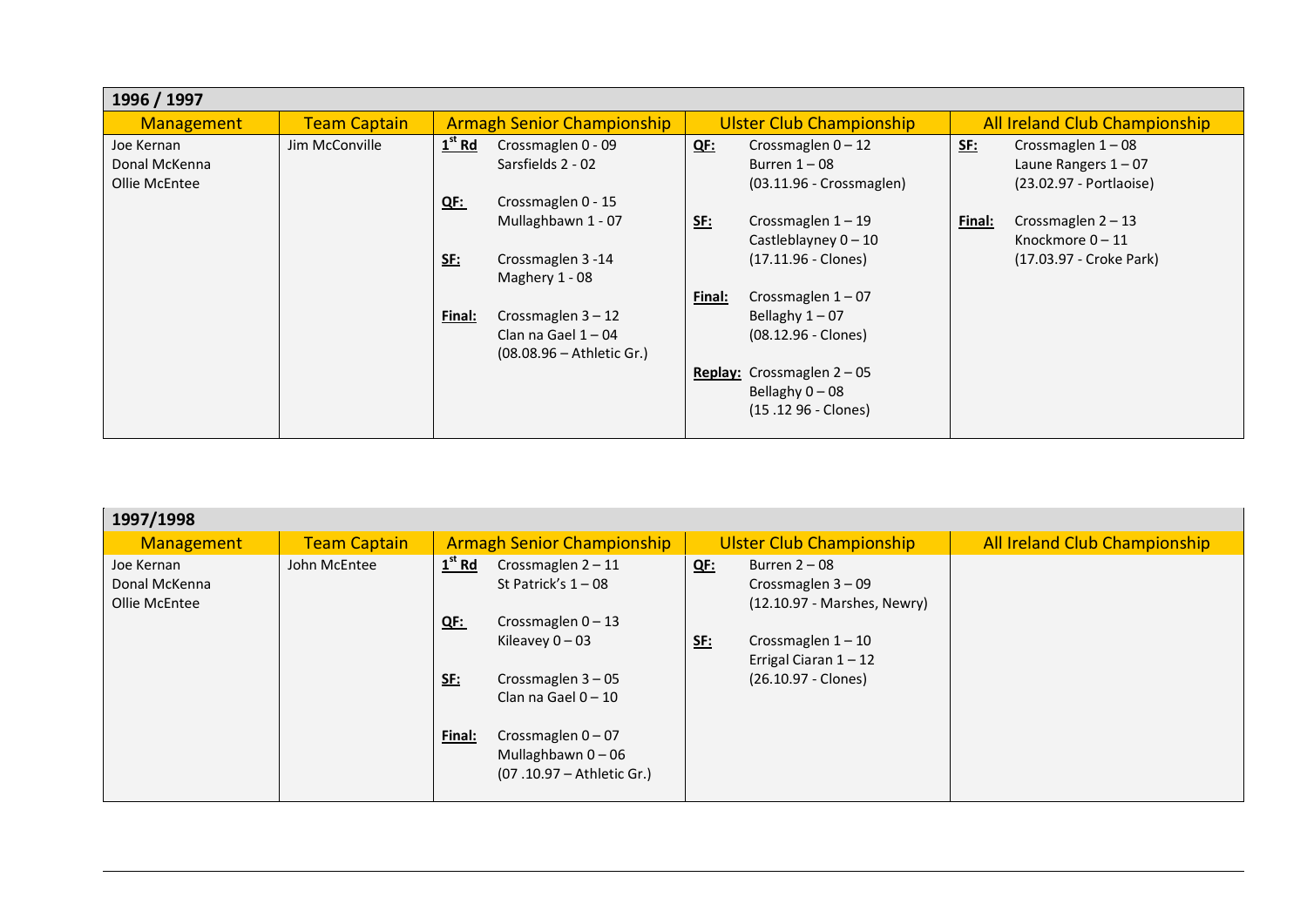## 1996 / 1997

| Management | Team Captain | Armagh Senior Championship | Ulster Club Championship | All Ireland Club Championship |
|---|---|---|---|---|
| Joe Kernan<br>Donal McKenna<br>Ollie McEntee | Jim McConville | **1st Rd** Crossmaglen 0 - 09<br>Sarsfields 2 - 02<br><br>**QF:** Crossmaglen 0 - 15<br>Mullaghbawn 1 - 07<br><br>**SF:** Crossmaglen 3 -14<br>Maghery 1 - 08<br><br>**Final:** Crossmaglen 3 – 12<br>Clan na Gael 1 – 04<br>(08.08.96 – Athletic Gr.) | **QF:** Crossmaglen 0 – 12<br>Burren 1 – 08<br>(03.11.96 - Crossmaglen)<br><br>**SF:** Crossmaglen 1 – 19<br>Castleblayney 0 – 10<br>(17.11.96 - Clones)<br><br>**Final:** Crossmaglen 1 – 07<br>Bellaghy 1 – 07<br>(08.12.96 - Clones)<br><br>**Replay:** Crossmaglen 2 – 05<br>Bellaghy 0 – 08<br>(15 .12 96 - Clones) | **SF:** Crossmaglen 1 – 08<br>Laune Rangers 1 – 07<br>(23.02.97 - Portlaoise)<br><br>**Final:** Crossmaglen 2 – 13<br>Knockmore 0 – 11<br>(17.03.97 - Croke Park) |

## 1997/1998

| Management | Team Captain | Armagh Senior Championship | Ulster Club Championship | All Ireland Club Championship |
|---|---|---|---|---|
| Joe Kernan<br>Donal McKenna<br>Ollie McEntee | John McEntee | **1st Rd** Crossmaglen 2 – 11<br>St Patrick's 1 – 08<br><br>**QF:** Crossmaglen 0 – 13<br>Kileavey 0 – 03<br><br>**SF:** Crossmaglen 3 – 05<br>Clan na Gael 0 – 10<br><br>**Final:** Crossmaglen 0 – 07<br>Mullaghbawn 0 – 06<br>(07 .10.97 – Athletic Gr.) | **QF:** Burren 2 – 08<br>Crossmaglen 3 – 09<br>(12.10.97 - Marshes, Newry)<br><br>**SF:** Crossmaglen 1 – 10<br>Errigal Ciaran 1 – 12<br>(26.10.97 - Clones) | |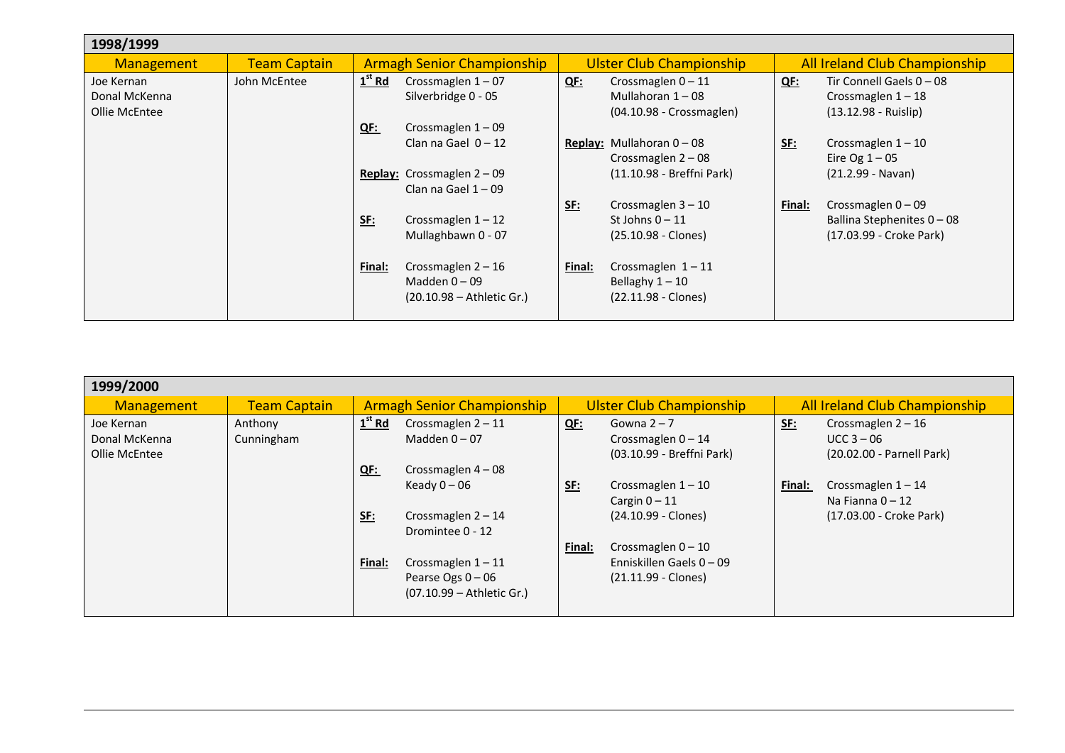## 1998/1999

| Management | Team Captain | Armagh Senior Championship | Ulster Club Championship | All Ireland Club Championship |
|---|---|---|---|---|
| Joe Kernan<br>Donal McKenna<br>Ollie McEntee | John McEntee | **1st Rd** Crossmaglen 1 – 07<br>Silverbridge 0 - 05<br><br>**QF:** Crossmaglen 1 – 09<br>Clan na Gael 0 – 12<br><br>**Replay:** Crossmaglen 2 – 09<br>Clan na Gael 1 – 09<br><br>**SF:** Crossmaglen 1 – 12<br>Mullaghbawn 0 - 07<br><br>**Final:** Crossmaglen 2 – 16<br>Madden 0 – 09<br>(20.10.98 – Athletic Gr.) | **QF:** Crossmaglen 0 – 11<br>Mullahoran 1 – 08<br>(04.10.98 - Crossmaglen)<br><br>**Replay:** Mullahoran 0 – 08<br>Crossmaglen 2 – 08<br>(11.10.98 - Breffni Park)<br><br>**SF:** Crossmaglen 3 – 10<br>St Johns 0 – 11<br>(25.10.98 - Clones)<br><br>**Final:** Crossmaglen 1 – 11<br>Bellaghy 1 – 10<br>(22.11.98 - Clones) | **QF:** Tir Connell Gaels 0 – 08<br>Crossmaglen 1 – 18<br>(13.12.98 - Ruislip)<br><br>**SF:** Crossmaglen 1 – 10<br>Eire Og 1 – 05<br>(21.2.99 - Navan)<br><br>**Final:** Crossmaglen 0 – 09<br>Ballina Stephenites 0 – 08<br>(17.03.99 - Croke Park) |

## 1999/2000

| Management | Team Captain | Armagh Senior Championship | Ulster Club Championship | All Ireland Club Championship |
|---|---|---|---|---|
| Joe Kernan<br>Donal McKenna<br>Ollie McEntee | Anthony Cunningham | **1st Rd** Crossmaglen 2 – 11<br>Madden 0 – 07<br><br>**QF:** Crossmaglen 4 – 08<br>Keady 0 – 06<br><br>**SF:** Crossmaglen 2 – 14<br>Dromintee 0 - 12<br><br>**Final:** Crossmaglen 1 – 11<br>Pearse Ogs 0 – 06<br>(07.10.99 – Athletic Gr.) | **QF:** Gowna 2 – 7<br>Crossmaglen 0 – 14<br>(03.10.99 - Breffni Park)<br><br>**SF:** Crossmaglen 1 – 10<br>Cargin 0 – 11<br>(24.10.99 - Clones)<br><br>**Final:** Crossmaglen 0 – 10<br>Enniskillen Gaels 0 – 09<br>(21.11.99 - Clones) | **SF:** Crossmaglen 2 – 16<br>UCC 3 – 06<br>(20.02.00 - Parnell Park)<br><br>**Final:** Crossmaglen 1 – 14<br>Na Fianna 0 – 12<br>(17.03.00 - Croke Park) |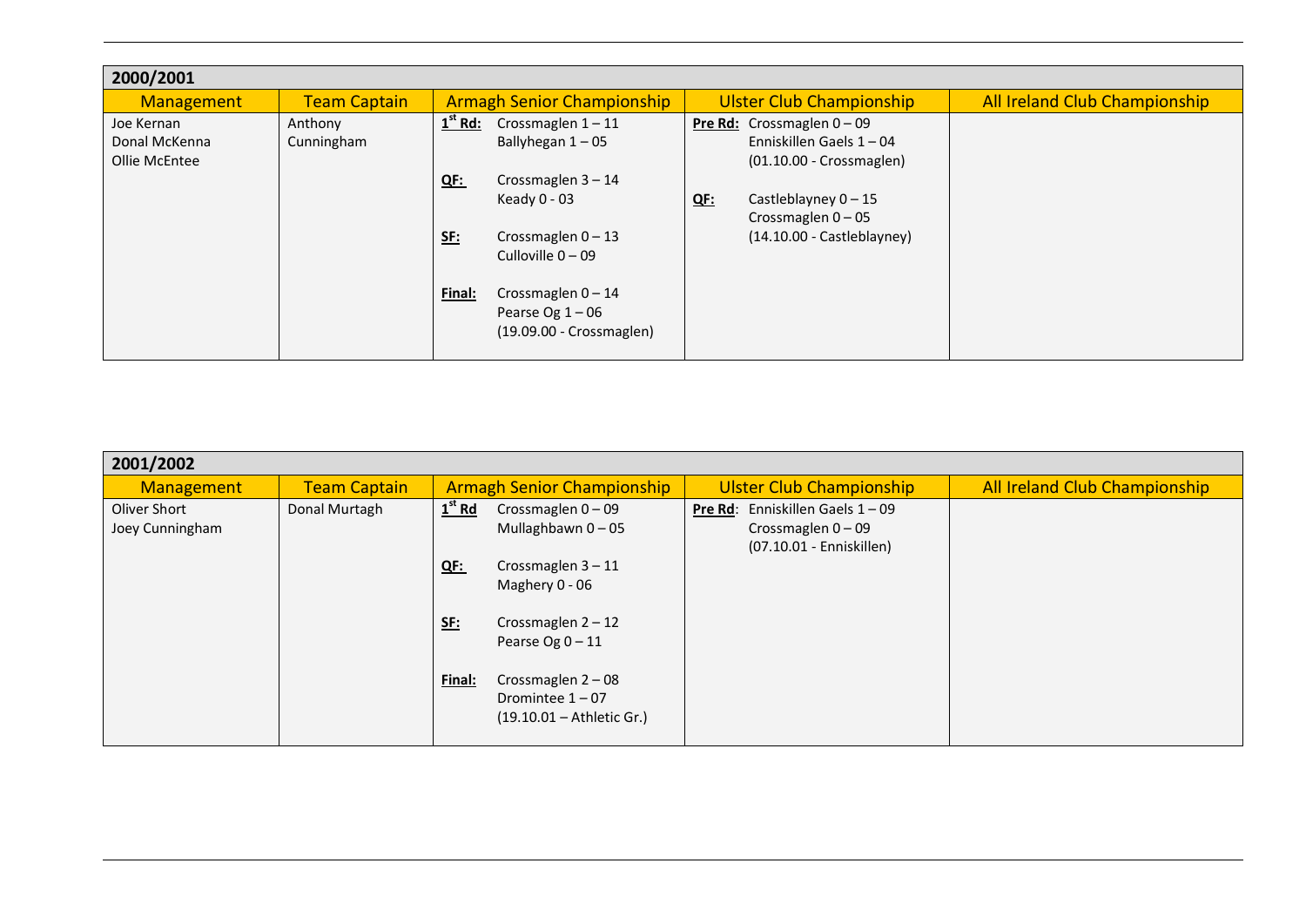| 2000/2001 | | | | |
|---|---|---|---|---|
| Management | Team Captain | Armagh Senior Championship | Ulster Club Championship | All Ireland Club Championship |
| Joe Kernan<br>Donal McKenna<br>Ollie McEntee | Anthony Cunningham | **1st Rd:** Crossmaglen 1 – 11<br>Ballyhegan 1 – 05<br><br>**QF:** Crossmaglen 3 – 14<br>Keady 0 - 03<br><br>**SF:** Crossmaglen 0 – 13<br>Culloville 0 – 09<br><br>**Final:** Crossmaglen 0 – 14<br>Pearse Og 1 – 06<br>(19.09.00 - Crossmaglen) | **Pre Rd:** Crossmaglen 0 – 09<br>Enniskillen Gaels 1 – 04<br>(01.10.00 - Crossmaglen)<br><br>**QF:** Castleblayney 0 – 15<br>Crossmaglen 0 – 05<br>(14.10.00 - Castleblayney) | |

| 2001/2002 | | | | |
|---|---|---|---|---|
| Management | Team Captain | Armagh Senior Championship | Ulster Club Championship | All Ireland Club Championship |
| Oliver Short<br>Joey Cunningham | Donal Murtagh | **1st Rd** Crossmaglen 0 – 09<br>Mullaghbawn 0 – 05<br><br>**QF:** Crossmaglen 3 – 11<br>Maghery 0 - 06<br><br>**SF:** Crossmaglen 2 – 12<br>Pearse Og 0 – 11<br><br>**Final:** Crossmaglen 2 – 08<br>Dromintee 1 – 07<br>(19.10.01 – Athletic Gr.) | **Pre Rd**: Enniskillen Gaels 1 – 09<br>Crossmaglen 0 – 09<br>(07.10.01 - Enniskillen) | |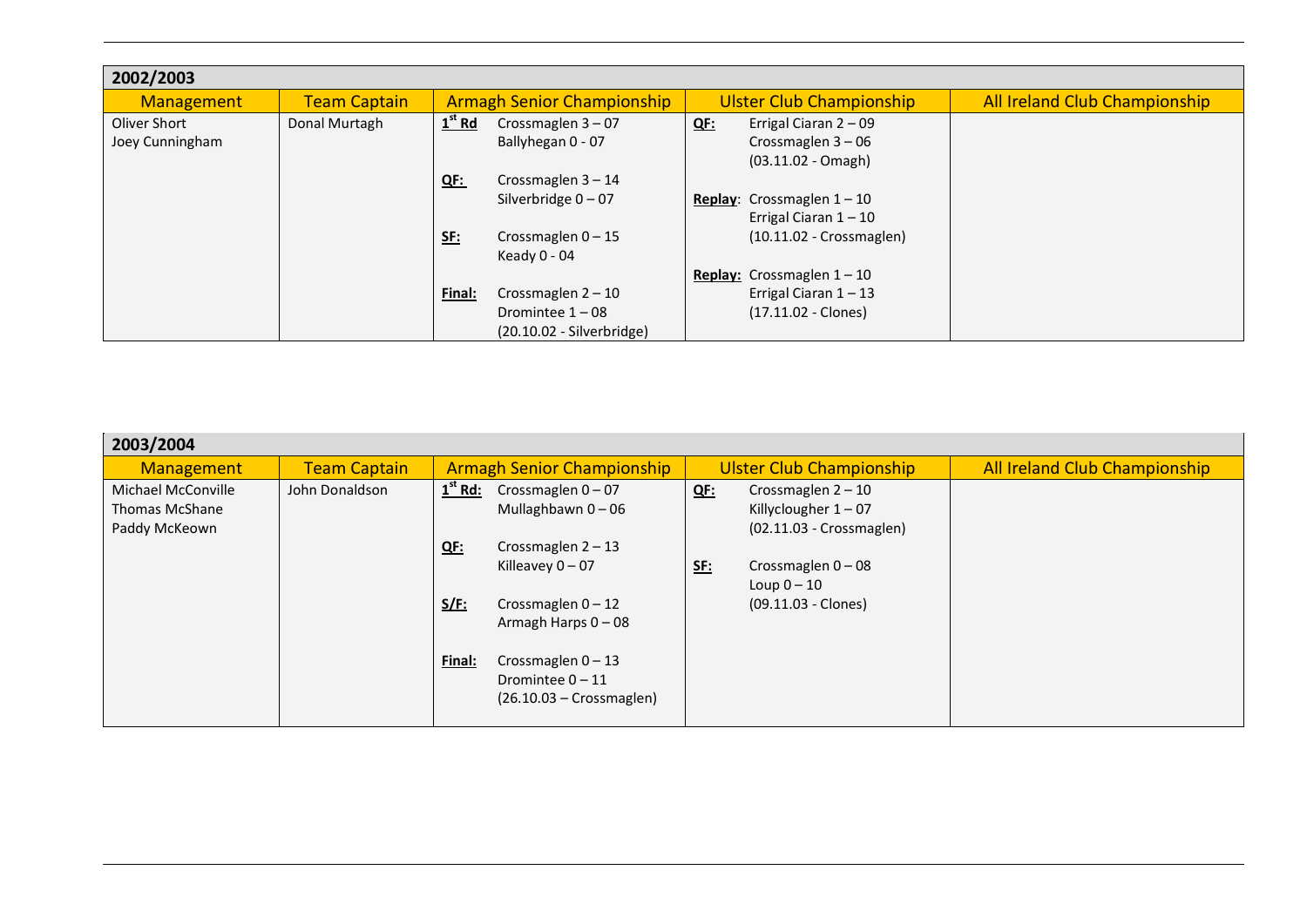## 2002/2003

| Management | Team Captain | Armagh Senior Championship | Ulster Club Championship | All Ireland Club Championship |
|---|---|---|---|---|
| Oliver Short<br>Joey Cunningham | Donal Murtagh | **1st Rd** Crossmaglen 3 – 07<br>Ballyhegan 0 - 07<br><br>**QF:** Crossmaglen 3 – 14<br>Silverbridge 0 – 07<br><br>**SF:** Crossmaglen 0 – 15<br>Keady 0 - 04<br><br>**Final:** Crossmaglen 2 – 10<br>Dromintee 1 – 08<br>(20.10.02 - Silverbridge) | **QF:** Errigal Ciaran 2 – 09<br>Crossmaglen 3 – 06<br>(03.11.02 - Omagh)<br><br>**Replay**: Crossmaglen 1 – 10<br>Errigal Ciaran 1 – 10<br>(10.11.02 - Crossmaglen)<br><br>**Replay:** Crossmaglen 1 – 10<br>Errigal Ciaran 1 – 13<br>(17.11.02 - Clones) | |

## 2003/2004

| Management | Team Captain | Armagh Senior Championship | Ulster Club Championship | All Ireland Club Championship |
|---|---|---|---|---|
| Michael McConville<br>Thomas McShane<br>Paddy McKeown | John Donaldson | **1st Rd:** Crossmaglen 0 – 07<br>Mullaghbawn 0 – 06<br><br>**QF:** Crossmaglen 2 – 13<br>Killeavey 0 – 07<br><br>**S/F:** Crossmaglen 0 – 12<br>Armagh Harps 0 – 08<br><br>**Final:** Crossmaglen 0 – 13<br>Dromintee 0 – 11<br>(26.10.03 – Crossmaglen) | **QF:** Crossmaglen 2 – 10<br>Killyclougher 1 – 07<br>(02.11.03 - Crossmaglen)<br><br>**SF:** Crossmaglen 0 – 08<br>Loup 0 – 10<br>(09.11.03 - Clones) | |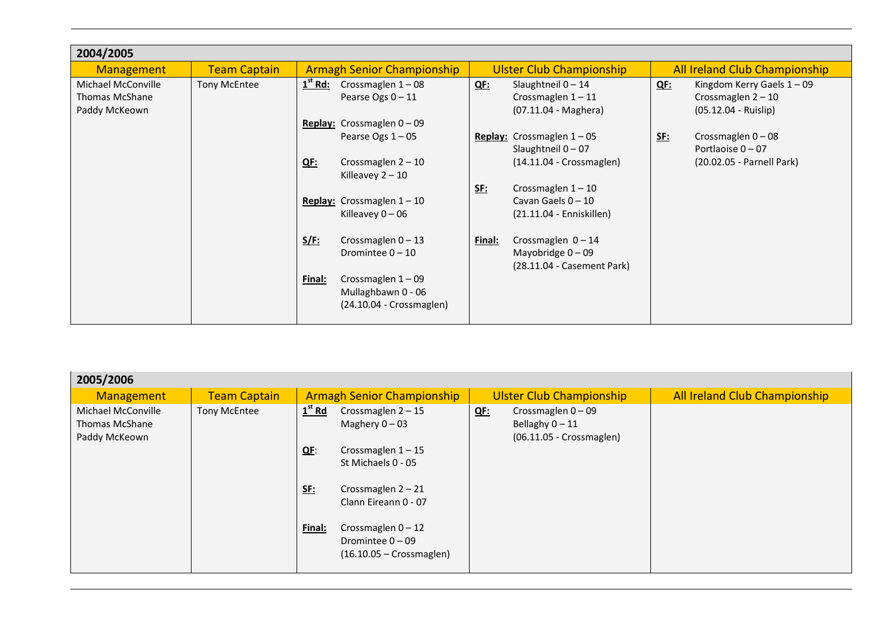## 2004/2005

| Management | Team Captain | Armagh Senior Championship | Ulster Club Championship | All Ireland Club Championship |
|---|---|---|---|---|
| Michael McConville<br>Thomas McShane<br>Paddy McKeown | Tony McEntee | **1st Rd:** Crossmaglen 1 – 08<br>Pearse Ogs 0 – 11<br><br>**Replay:** Crossmaglen 0 – 09<br>Pearse Ogs 1 – 05<br><br>**QF:** Crossmaglen 2 – 10<br>Killeavey 2 – 10<br><br>**Replay:** Crossmaglen 1 – 10<br>Killeavey 0 – 06<br><br>**S/F:** Crossmaglen 0 – 13<br>Dromintee 0 – 10<br><br>**Final:** Crossmaglen 1 – 09<br>Mullaghbawn 0 - 06<br>(24.10.04 - Crossmaglen) | **QF:** Slaughtneil 0 – 14<br>Crossmaglen 1 – 11<br>(07.11.04 - Maghera)<br><br>**Replay:** Crossmaglen 1 – 05<br>Slaughtneil 0 – 07<br>(14.11.04 - Crossmaglen)<br><br>**SF:** Crossmaglen 1 – 10<br>Cavan Gaels 0 – 10<br>(21.11.04 - Enniskillen)<br><br>**Final:** Crossmaglen 0 – 14<br>Mayobridge 0 – 09<br>(28.11.04 - Casement Park) | **QF:** Kingdom Kerry Gaels 1 – 09<br>Crossmaglen 2 – 10<br>(05.12.04 - Ruislip)<br><br>**SF:** Crossmaglen 0 – 08<br>Portlaoise 0 – 07<br>(20.02.05 - Parnell Park) |

## 2005/2006

| Management | Team Captain | Armagh Senior Championship | Ulster Club Championship | All Ireland Club Championship |
|---|---|---|---|---|
| Michael McConville<br>Thomas McShane<br>Paddy McKeown | Tony McEntee | **1st Rd** Crossmaglen 2 – 15<br>Maghery 0 – 03<br><br>**QF**: Crossmaglen 1 – 15<br>St Michaels 0 - 05<br><br>**SF:** Crossmaglen 2 – 21<br>Clann Eireann 0 - 07<br><br>**Final:** Crossmaglen 0 – 12<br>Dromintee 0 – 09<br>(16.10.05 – Crossmaglen) | **QF:** Crossmaglen 0 – 09<br>Bellaghy 0 – 11<br>(06.11.05 - Crossmaglen) | |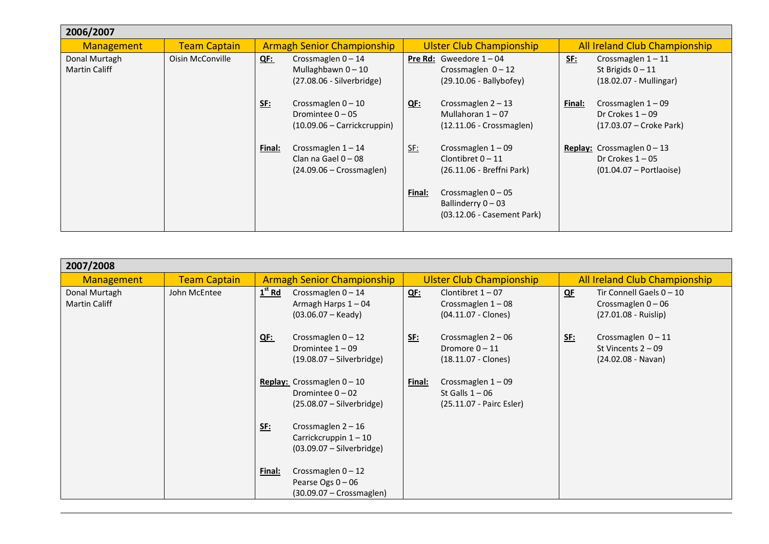## 2006/2007

| Management | Team Captain | Armagh Senior Championship | Ulster Club Championship | All Ireland Club Championship |
|---|---|---|---|---|
| Donal Murtagh<br>Martin Califf | Oisin McConville | **QF:** Crossmaglen 0 – 14<br>Mullaghbawn 0 – 10<br>(27.08.06 - Silverbridge)<br><br>**SF:** Crossmaglen 0 – 10<br>Dromintee 0 – 05<br>(10.09.06 – Carrickcruppin)<br><br>**Final:** Crossmaglen 1 – 14<br>Clan na Gael 0 – 08<br>(24.09.06 – Crossmaglen) | **Pre Rd:** Gweedore 1 – 04<br>Crossmaglen 0 – 12<br>(29.10.06 - Ballybofey)<br><br>**QF:** Crossmaglen 2 – 13<br>Mullahoran 1 – 07<br>(12.11.06 - Crossmaglen)<br><br>SF: Crossmaglen 1 – 09<br>Clontibret 0 – 11<br>(26.11.06 - Breffni Park)<br><br>**Final:** Crossmaglen 0 – 05<br>Ballinderry 0 – 03<br>(03.12.06 - Casement Park) | **SF:** Crossmaglen 1 – 11<br>St Brigids 0 – 11<br>(18.02.07 - Mullingar)<br><br>**Final:** Crossmaglen 1 – 09<br>Dr Crokes 1 – 09<br>(17.03.07 – Croke Park)<br><br>**Replay:** Crossmaglen 0 – 13<br>Dr Crokes 1 – 05<br>(01.04.07 – Portlaoise) |

## 2007/2008

| Management | Team Captain | Armagh Senior Championship | Ulster Club Championship | All Ireland Club Championship |
|---|---|---|---|---|
| Donal Murtagh<br>Martin Califf | John McEntee | **1st Rd** Crossmaglen 0 – 14<br>Armagh Harps 1 – 04<br>(03.06.07 – Keady)<br><br>**QF:** Crossmaglen 0 – 12<br>Dromintee 1 – 09<br>(19.08.07 – Silverbridge)<br><br>**Replay:** Crossmaglen 0 – 10<br>Dromintee 0 – 02<br>(25.08.07 – Silverbridge)<br><br>**SF:** Crossmaglen 2 – 16<br>Carrickcruppin 1 – 10<br>(03.09.07 – Silverbridge)<br><br>**Final:** Crossmaglen 0 – 12<br>Pearse Ogs 0 – 06<br>(30.09.07 – Crossmaglen) | **QF:** Clontibret 1 – 07<br>Crossmaglen 1 – 08<br>(04.11.07 - Clones)<br><br>**SF:** Crossmaglen 2 – 06<br>Dromore 0 – 11<br>(18.11.07 - Clones)<br><br>**Final:** Crossmaglen 1 – 09<br>St Galls 1 – 06<br>(25.11.07 - Pairc Esler) | **QF** Tir Connell Gaels 0 – 10<br>Crossmaglen 0 – 06<br>(27.01.08 - Ruislip)<br><br>**SF:** Crossmaglen 0 – 11<br>St Vincents 2 – 09<br>(24.02.08 - Navan) |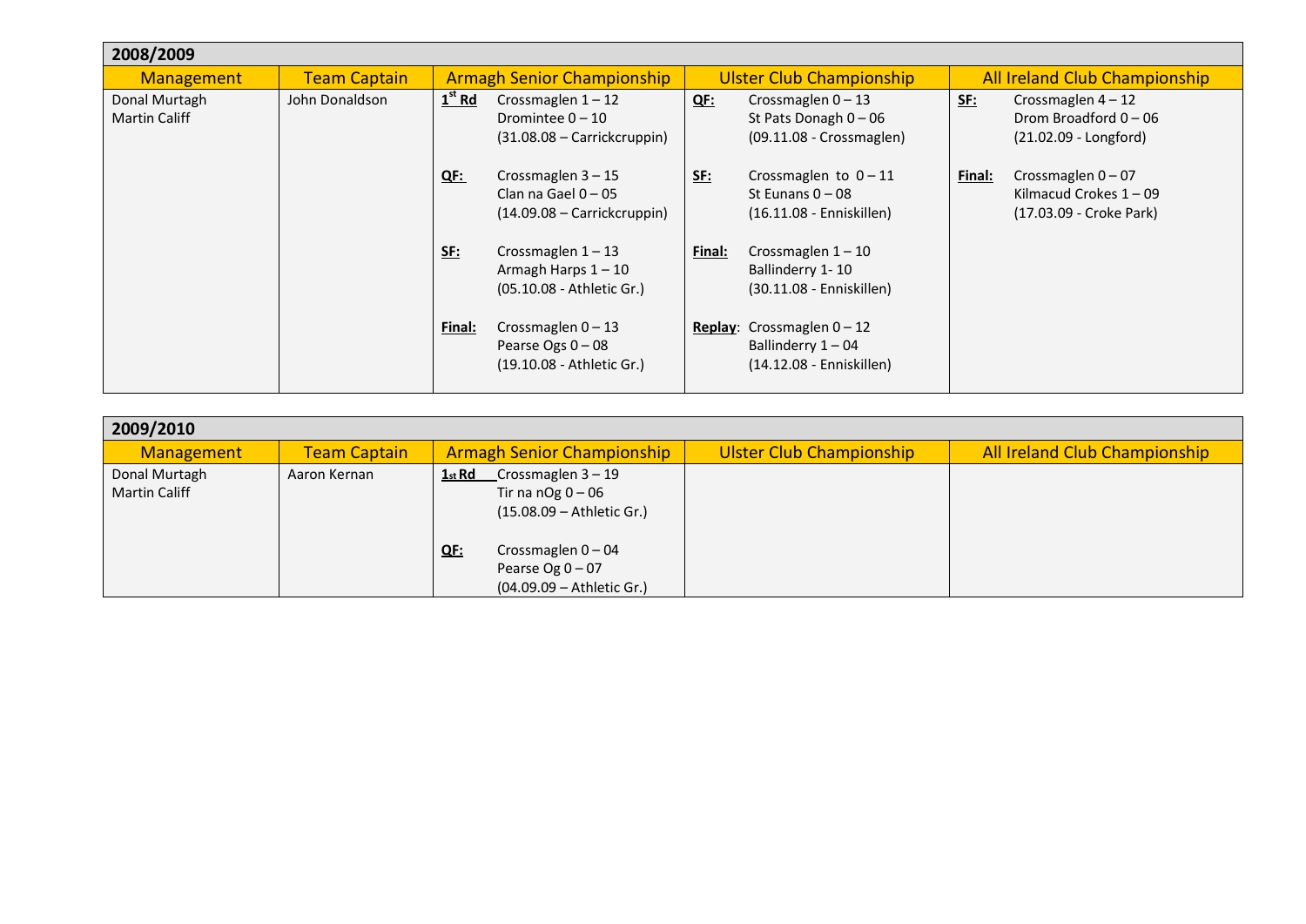## 2008/2009

| Management | Team Captain | Armagh Senior Championship | Ulster Club Championship | All Ireland Club Championship |
|---|---|---|---|---|
| Donal Murtagh<br>Martin Califf | John Donaldson | **1st Rd** Crossmaglen 1 – 12<br>Dromintee 0 – 10<br>(31.08.08 – Carrickcruppin) | **QF:** Crossmaglen 0 – 13<br>St Pats Donagh 0 – 06<br>(09.11.08 - Crossmaglen) | **SF:** Crossmaglen 4 – 12<br>Drom Broadford 0 – 06<br>(21.02.09 - Longford) |
| | | **QF:** Crossmaglen 3 – 15<br>Clan na Gael 0 – 05<br>(14.09.08 – Carrickcruppin) | **SF:** Crossmaglen to 0 – 11<br>St Eunans 0 – 08<br>(16.11.08 - Enniskillen) | **Final:** Crossmaglen 0 – 07<br>Kilmacud Crokes 1 – 09<br>(17.03.09 - Croke Park) |
| | | **SF:** Crossmaglen 1 – 13<br>Armagh Harps 1 – 10<br>(05.10.08 - Athletic Gr.) | **Final:** Crossmaglen 1 – 10<br>Ballinderry 1- 10<br>(30.11.08 - Enniskillen) | |
| | | **Final:** Crossmaglen 0 – 13<br>Pearse Ogs 0 – 08<br>(19.10.08 - Athletic Gr.) | **Replay**: Crossmaglen 0 – 12<br>Ballinderry 1 – 04<br>(14.12.08 - Enniskillen) | |

## 2009/2010

| Management | Team Captain | Armagh Senior Championship | Ulster Club Championship | All Ireland Club Championship |
|---|---|---|---|---|
| Donal Murtagh<br>Martin Califf | Aaron Kernan | **1st Rd** Crossmaglen 3 – 19<br>Tir na nOg 0 – 06<br>(15.08.09 – Athletic Gr.) | | |
| | | **QF:** Crossmaglen 0 – 04<br>Pearse Og 0 – 07<br>(04.09.09 – Athletic Gr.) | | |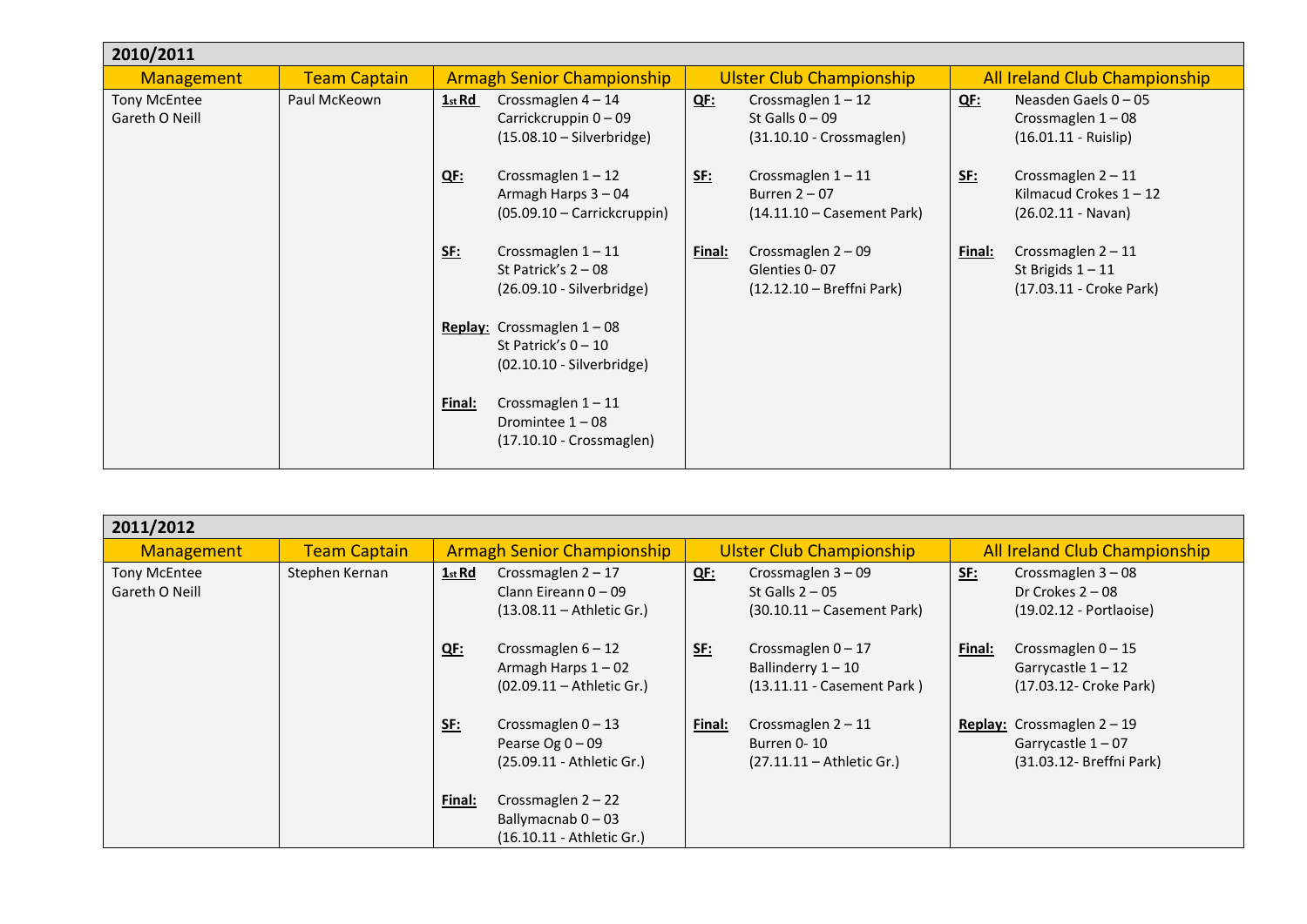## 2010/2011

| Management | Team Captain | Armagh Senior Championship | Ulster Club Championship | All Ireland Club Championship |
|---|---|---|---|---|
| Tony McEntee<br>Gareth O Neill | Paul McKeown | **1st Rd** Crossmaglen 4 – 14<br>Carrickcruppin 0 – 09<br>(15.08.10 – Silverbridge)<br><br>**QF:** Crossmaglen 1 – 12<br>Armagh Harps 3 – 04<br>(05.09.10 – Carrickcruppin)<br><br>**SF:** Crossmaglen 1 – 11<br>St Patrick's 2 – 08<br>(26.09.10 - Silverbridge)<br><br>**Replay**: Crossmaglen 1 – 08<br>St Patrick's 0 – 10<br>(02.10.10 - Silverbridge)<br><br>**Final:** Crossmaglen 1 – 11<br>Dromintee 1 – 08<br>(17.10.10 - Crossmaglen) | **QF:** Crossmaglen 1 – 12<br>St Galls 0 – 09<br>(31.10.10 - Crossmaglen)<br><br>**SF:** Crossmaglen 1 – 11<br>Burren 2 – 07<br>(14.11.10 – Casement Park)<br><br>**Final:** Crossmaglen 2 – 09<br>Glenties 0- 07<br>(12.12.10 – Breffni Park) | **QF:** Neasden Gaels 0 – 05<br>Crossmaglen 1 – 08<br>(16.01.11 - Ruislip)<br><br>**SF:** Crossmaglen 2 – 11<br>Kilmacud Crokes 1 – 12<br>(26.02.11 - Navan)<br><br>**Final:** Crossmaglen 2 – 11<br>St Brigids 1 – 11<br>(17.03.11 - Croke Park) |

## 2011/2012

| Management | Team Captain | Armagh Senior Championship | Ulster Club Championship | All Ireland Club Championship |
|---|---|---|---|---|
| Tony McEntee<br>Gareth O Neill | Stephen Kernan | **1st Rd** Crossmaglen 2 – 17<br>Clann Eireann 0 – 09<br>(13.08.11 – Athletic Gr.)<br><br>**QF:** Crossmaglen 6 – 12<br>Armagh Harps 1 – 02<br>(02.09.11 – Athletic Gr.)<br><br>**SF:** Crossmaglen 0 – 13<br>Pearse Og 0 – 09<br>(25.09.11 - Athletic Gr.)<br><br>**Final:** Crossmaglen 2 – 22<br>Ballymacnab 0 – 03<br>(16.10.11 - Athletic Gr.) | **QF:** Crossmaglen 3 – 09<br>St Galls 2 – 05<br>(30.10.11 – Casement Park)<br><br>**SF:** Crossmaglen 0 – 17<br>Ballinderry 1 – 10<br>(13.11.11 - Casement Park )<br><br>**Final:** Crossmaglen 2 – 11<br>Burren 0- 10<br>(27.11.11 – Athletic Gr.) | **SF:** Crossmaglen 3 – 08<br>Dr Crokes 2 – 08<br>(19.02.12 - Portlaoise)<br><br>**Final:** Crossmaglen 0 – 15<br>Garrycastle 1 – 12<br>(17.03.12- Croke Park)<br><br>**Replay:** Crossmaglen 2 – 19<br>Garrycastle 1 – 07<br>(31.03.12- Breffni Park) |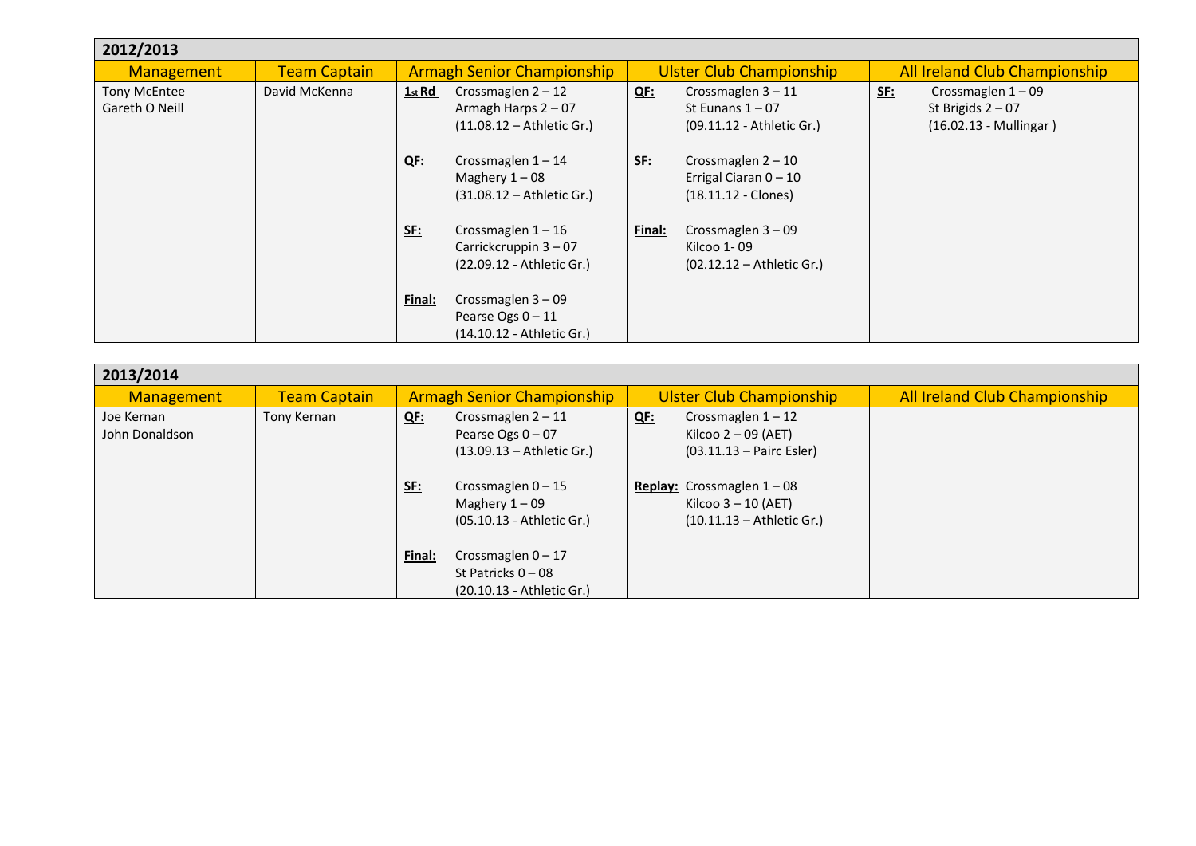## 2012/2013

| Management | Team Captain | Armagh Senior Championship | Ulster Club Championship | All Ireland Club Championship |
|---|---|---|---|---|
| Tony McEntee<br>Gareth O Neill | David McKenna | **1st Rd** Crossmaglen 2 – 12<br>Armagh Harps 2 – 07<br>(11.08.12 – Athletic Gr.)<br><br>**QF:** Crossmaglen 1 – 14<br>Maghery 1 – 08<br>(31.08.12 – Athletic Gr.)<br><br>**SF:** Crossmaglen 1 – 16<br>Carrickcruppin 3 – 07<br>(22.09.12 - Athletic Gr.)<br><br>**Final:** Crossmaglen 3 – 09<br>Pearse Ogs 0 – 11<br>(14.10.12 - Athletic Gr.) | **QF:** Crossmaglen 3 – 11<br>St Eunans 1 – 07<br>(09.11.12 - Athletic Gr.)<br><br>**SF:** Crossmaglen 2 – 10<br>Errigal Ciaran 0 – 10<br>(18.11.12 - Clones)<br><br>**Final:** Crossmaglen 3 – 09<br>Kilcoo 1- 09<br>(02.12.12 – Athletic Gr.) | **SF:** Crossmaglen 1 – 09<br>St Brigids 2 – 07<br>(16.02.13 - Mullingar ) |

## 2013/2014

| Management | Team Captain | Armagh Senior Championship | Ulster Club Championship | All Ireland Club Championship |
|---|---|---|---|---|
| Joe Kernan<br>John Donaldson | Tony Kernan | **QF:** Crossmaglen 2 – 11<br>Pearse Ogs 0 – 07<br>(13.09.13 – Athletic Gr.)<br><br>**SF:** Crossmaglen 0 – 15<br>Maghery 1 – 09<br>(05.10.13 - Athletic Gr.)<br><br>**Final:** Crossmaglen 0 – 17<br>St Patricks 0 – 08<br>(20.10.13 - Athletic Gr.) | **QF:** Crossmaglen 1 – 12<br>Kilcoo 2 – 09 (AET)<br>(03.11.13 – Pairc Esler)<br><br>**Replay:** Crossmaglen 1 – 08<br>Kilcoo 3 – 10 (AET)<br>(10.11.13 – Athletic Gr.) | |